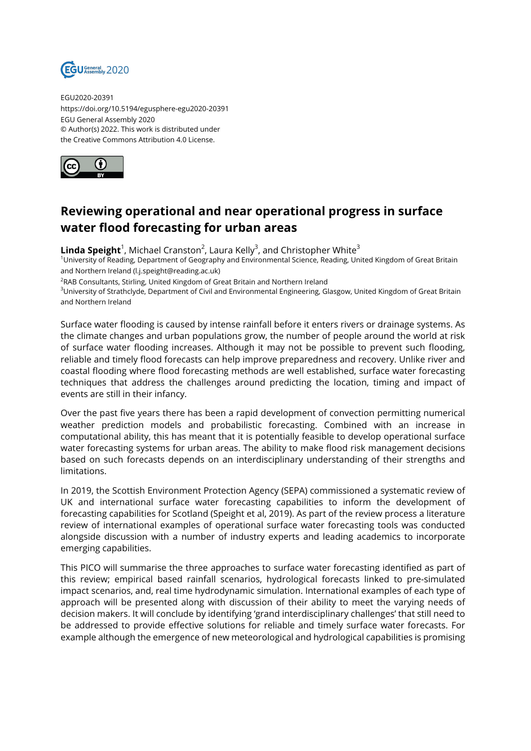EGU2020-20391
https://doi.org/10.5194/egusphere-egu2020-20391
EGU General Assembly 2020
© Author(s) 2022. This work is distributed under
the Creative Commons Attribution 4.0 License.

# Reviewing operational and near operational progress in surface water flood forecasting for urban areas

**Linda Speight**[1], Michael Cranston[2], Laura Kelly[3], and Christopher White[3]

[1]University of Reading, Department of Geography and Environmental Science, Reading, United Kingdom of Great Britain and Northern Ireland (l.j.speight@reading.ac.uk)
[2]RAB Consultants, Stirling, United Kingdom of Great Britain and Northern Ireland
[3]University of Strathclyde, Department of Civil and Environmental Engineering, Glasgow, United Kingdom of Great Britain and Northern Ireland

Surface water flooding is caused by intense rainfall before it enters rivers or drainage systems. As the climate changes and urban populations grow, the number of people around the world at risk of surface water flooding increases. Although it may not be possible to prevent such flooding, reliable and timely flood forecasts can help improve preparedness and recovery. Unlike river and coastal flooding where flood forecasting methods are well established, surface water forecasting techniques that address the challenges around predicting the location, timing and impact of events are still in their infancy.

Over the past five years there has been a rapid development of convection permitting numerical weather prediction models and probabilistic forecasting. Combined with an increase in computational ability, this has meant that it is potentially feasible to develop operational surface water forecasting systems for urban areas. The ability to make flood risk management decisions based on such forecasts depends on an interdisciplinary understanding of their strengths and limitations.

In 2019, the Scottish Environment Protection Agency (SEPA) commissioned a systematic review of UK and international surface water forecasting capabilities to inform the development of forecasting capabilities for Scotland (Speight et al, 2019). As part of the review process a literature review of international examples of operational surface water forecasting tools was conducted alongside discussion with a number of industry experts and leading academics to incorporate emerging capabilities.

This PICO will summarise the three approaches to surface water forecasting identified as part of this review; empirical based rainfall scenarios, hydrological forecasts linked to pre-simulated impact scenarios, and, real time hydrodynamic simulation. International examples of each type of approach will be presented along with discussion of their ability to meet the varying needs of decision makers. It will conclude by identifying 'grand interdisciplinary challenges' that still need to be addressed to provide effective solutions for reliable and timely surface water forecasts. For example although the emergence of new meteorological and hydrological capabilities is promising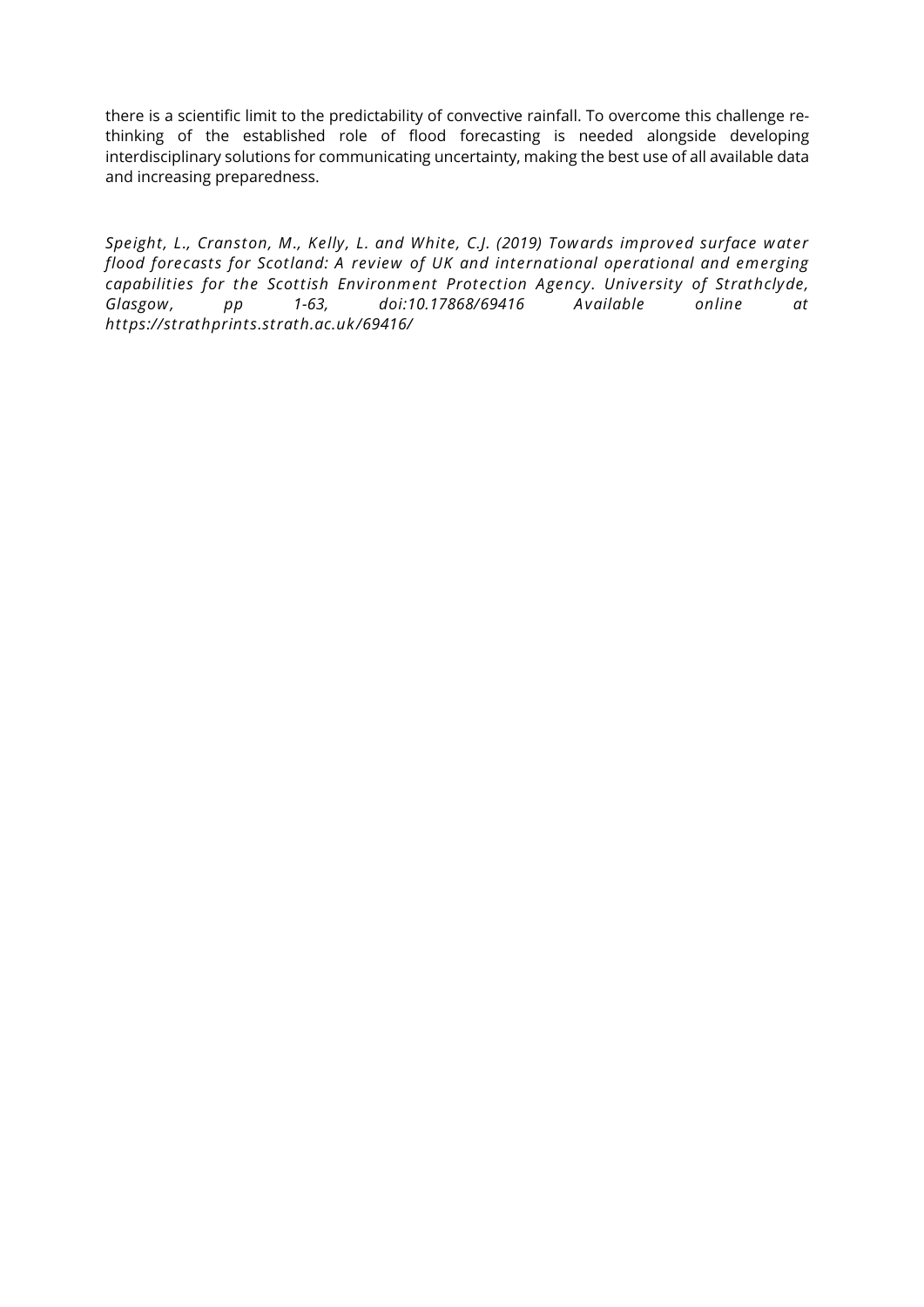there is a scientific limit to the predictability of convective rainfall. To overcome this challenge re-thinking of the established role of flood forecasting is needed alongside developing interdisciplinary solutions for communicating uncertainty, making the best use of all available data and increasing preparedness.

*Speight, L., Cranston, M., Kelly, L. and White, C.J. (2019) Towards improved surface water flood forecasts for Scotland: A review of UK and international operational and emerging capabilities for the Scottish Environment Protection Agency. University of Strathclyde, Glasgow, pp 1-63, doi:10.17868/69416 Available online at https://strathprints.strath.ac.uk/69416/*